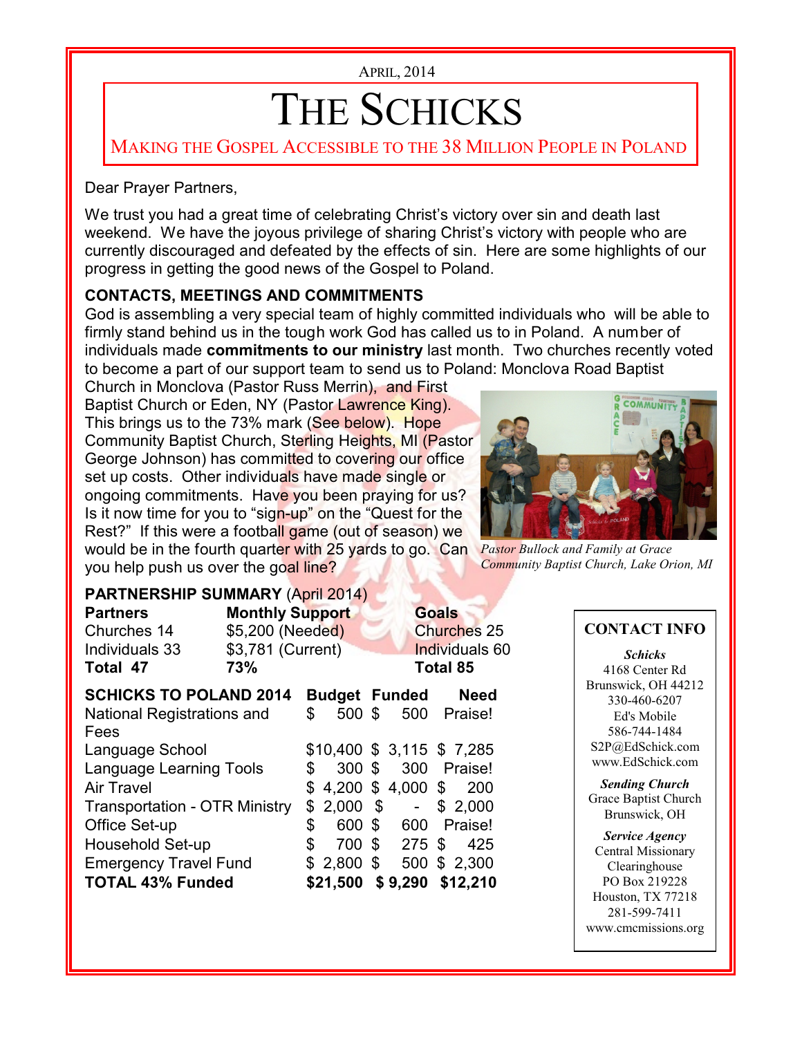April, 2014

# The Schicks

Making the Gospel Accessible to the 38 Million People in Poland

Dear Prayer Partners,

We trust you had a great time of celebrating Christ's victory over sin and death last weekend. We have the joyous privilege of sharing Christ's victory with people who are currently discouraged and defeated by the effects of sin. Here are some highlights of our progress in getting the good news of the Gospel to Poland.

## CONTACTS, MEETINGS AND COMMITMENTS

God is assembling a very special team of highly committed individuals who will be able to firmly stand behind us in the tough work God has called us to in Poland. A number of individuals made **commitments to our ministry** last month. Two churches recently voted to become a part of our support team to send us to Poland: Monclova Road Baptist Church in Monclova (Pastor Russ Merrin), and First Baptist Church or Eden, NY (Pastor Lawrence King). This brings us to the 73% mark (See below). Hope Community Baptist Church, Sterling Heights, MI (Pastor George Johnson) has committed to covering our office set up costs. Other individuals have made single or ongoing commitments. Have you been praying for us? Is it now time for you to "sign-up" on the "Quest for the Rest?" If this were a football game (out of season) we would be in the fourth quarter with 25 yards to go. Can you help push us over the goal line?

*Pastor Bullock and Family at Grace Community Baptist Church, Lake Orion, MI*

**PARTNERSHIP SUMMARY** (April 2014)

| **Partners** | **Monthly Support** | **Goals** |
|---|---|---|
| Churches 14 | $5,200 (Needed) | Churches 25 |
| Individuals 33 | $3,781 (Current) | Individuals 60 |
| **Total 47** | **73%** | **Total 85** |

| **SCHICKS TO POLAND 2014** | **Budget** | **Funded** | **Need** |
|---|---|---|---|
| National Registrations and Fees | $ 500 | $ 500 | Praise! |
| Language School | $10,400 | $ 3,115 | $ 7,285 |
| Language Learning Tools | $ 300 | $ 300 | Praise! |
| Air Travel | $ 4,200 | $ 4,000 | $ 200 |
| Transportation - OTR Ministry | $ 2,000 | $ - | $ 2,000 |
| Office Set-up | $ 600 | $ 600 | Praise! |
| Household Set-up | $ 700 | $ 275 | $ 425 |
| Emergency Travel Fund | $ 2,800 | $ 500 | $ 2,300 |
| **TOTAL 43% Funded** | **$21,500** | **$ 9,290** | **$12,210** |

**CONTACT INFO**

***Schicks***
4168 Center Rd
Brunswick, OH 44212
330-460-6207
Ed's Mobile
586-744-1484
S2P@EdSchick.com
www.EdSchick.com

***Sending Church***
Grace Baptist Church
Brunswick, OH

***Service Agency***
Central Missionary Clearinghouse
PO Box 219228
Houston, TX 77218
281-599-7411
www.cmcmissions.org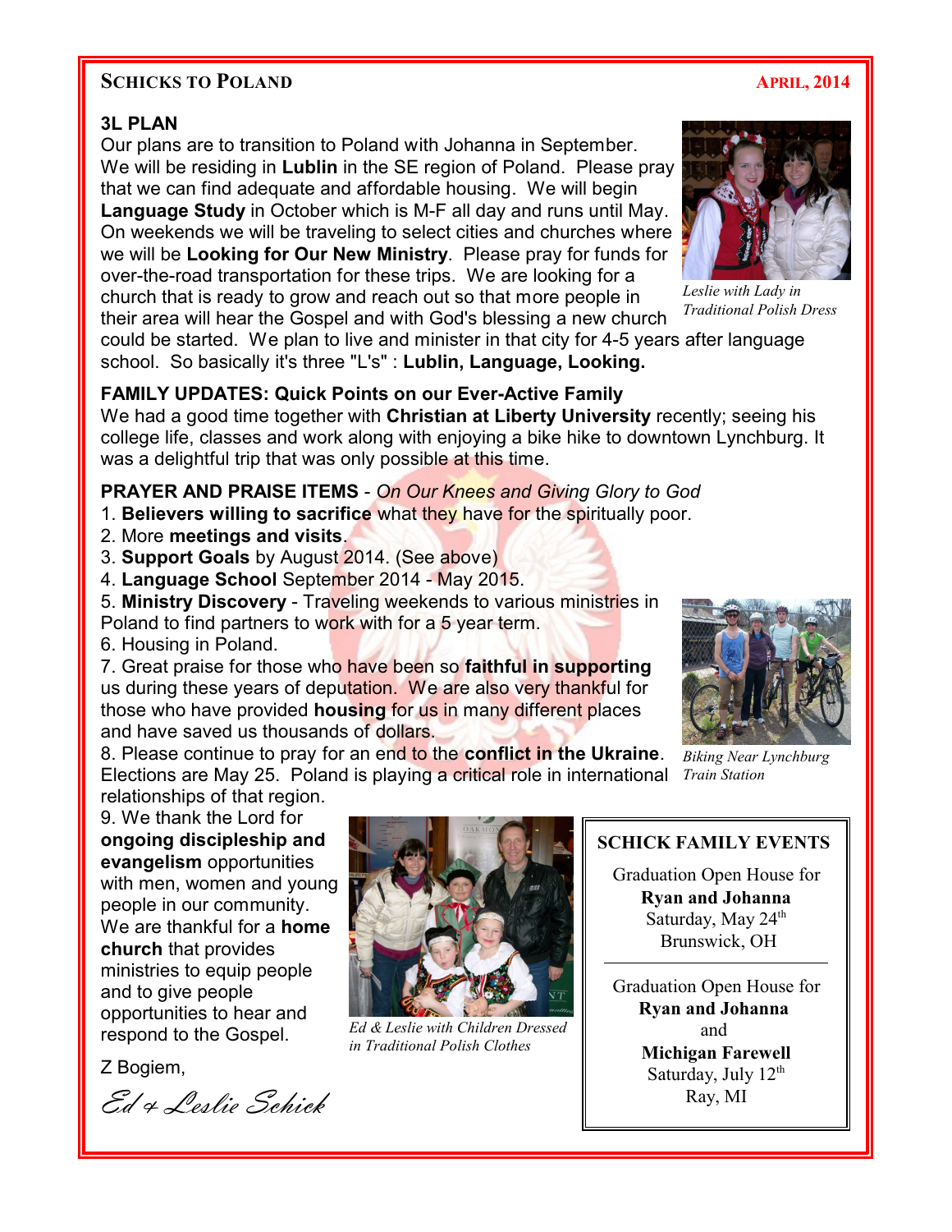**SCHICKS TO POLAND** **APRIL, 2014**

## 3L PLAN

Our plans are to transition to Poland with Johanna in September. We will be residing in **Lublin** in the SE region of Poland. Please pray that we can find adequate and affordable housing. We will begin **Language Study** in October which is M-F all day and runs until May. On weekends we will be traveling to select cities and churches where we will be **Looking for Our New Ministry**. Please pray for funds for over-the-road transportation for these trips. We are looking for a church that is ready to grow and reach out so that more people in their area will hear the Gospel and with God's blessing a new church could be started. We plan to live and minister in that city for 4-5 years after language school. So basically it's three "L's" : **Lublin, Language, Looking.**

*Leslie with Lady in Traditional Polish Dress*

## FAMILY UPDATES: Quick Points on our Ever-Active Family

We had a good time together with **Christian at Liberty University** recently; seeing his college life, classes and work along with enjoying a bike hike to downtown Lynchburg. It was a delightful trip that was only possible at this time.

## PRAYER AND PRAISE ITEMS - *On Our Knees and Giving Glory to God*

1. **Believers willing to sacrifice** what they have for the spiritually poor.
2. More **meetings and visits**.
3. **Support Goals** by August 2014. (See above)
4. **Language School** September 2014 - May 2015.
5. **Ministry Discovery** - Traveling weekends to various ministries in Poland to find partners to work with for a 5 year term.
6. Housing in Poland.
7. Great praise for those who have been so **faithful in supporting** us during these years of deputation. We are also very thankful for those who have provided **housing** for us in many different places and have saved us thousands of dollars.
8. Please continue to pray for an end to the **conflict in the Ukraine**. Elections are May 25. Poland is playing a critical role in international relationships of that region.
9. We thank the Lord for **ongoing discipleship and evangelism** opportunities with men, women and young people in our community. We are thankful for a **home church** that provides ministries to equip people and to give people opportunities to hear and respond to the Gospel.

*Biking Near Lynchburg Train Station*

*Ed & Leslie with Children Dressed in Traditional Polish Clothes*

Z Bogiem,

*Ed & Leslie Schick*

### SCHICK FAMILY EVENTS

Graduation Open House for
**Ryan and Johanna**
Saturday, May 24th
Brunswick, OH

---

Graduation Open House for
**Ryan and Johanna**
and
**Michigan Farewell**
Saturday, July 12th
Ray, MI